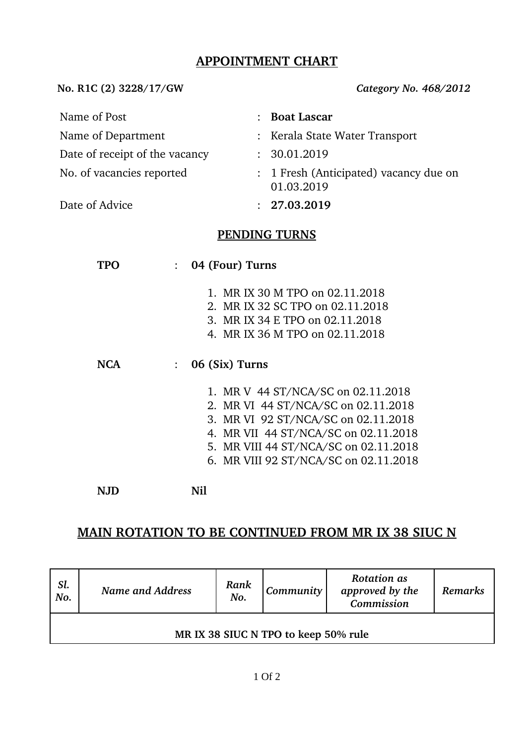# APPOINTMENT CHART

**No. R1C (2) 3228/17/GW** *Category No. 468/2012*

| | | |
|---|---|---|
| Name of Post | : | **Boat Lascar** |
| Name of Department | : | Kerala State Water Transport |
| Date of receipt of the vacancy | : | 30.01.2019 |
| No. of vacancies reported | : | 1 Fresh (Anticipated) vacancy due on 01.03.2019 |
| Date of Advice | : | **27.03.2019** |

## PENDING TURNS

**TPO** : **04 (Four) Turns**

1. MR IX 30 M TPO on 02.11.2018
2. MR IX 32 SC TPO on 02.11.2018
3. MR IX 34 E TPO on 02.11.2018
4. MR IX 36 M TPO on 02.11.2018

**NCA** : **06 (Six) Turns**

1. MR V 44 ST/NCA/SC on 02.11.2018
2. MR VI 44 ST/NCA/SC on 02.11.2018
3. MR VI 92 ST/NCA/SC on 02.11.2018
4. MR VII 44 ST/NCA/SC on 02.11.2018
5. MR VIII 44 ST/NCA/SC on 02.11.2018
6. MR VIII 92 ST/NCA/SC on 02.11.2018

**NJD** **Nil**

## MAIN ROTATION TO BE CONTINUED FROM MR IX 38 SIUC N

| *Sl. No.* | *Name and Address* | *Rank No.* | *Community* | *Rotation as approved by the Commission* | *Remarks* |
|---|---|---|---|---|---|
| **MR IX 38 SIUC N TPO to keep 50% rule** | | | | | |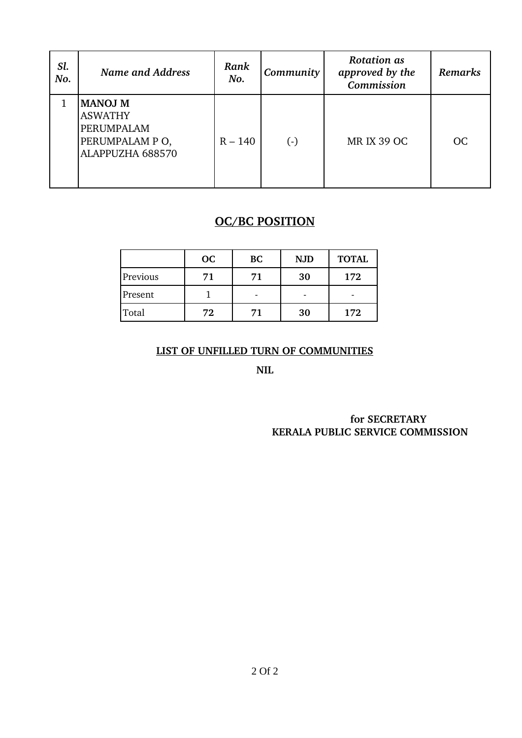| *Sl. No.* | *Name and Address* | *Rank No.* | *Community* | *Rotation as approved by the Commission* | *Remarks* |
|---|---|---|---|---|---|
| 1 | **MANOJ M**<br>ASWATHY<br>PERUMPALAM<br>PERUMPALAM P O,<br>ALAPPUZHA 688570 | R – 140 | (-) | MR IX 39 OC | OC |

## OC/BC POSITION

| | OC | BC | NJD | TOTAL |
|---|---|---|---|---|
| Previous | **71** | **71** | **30** | **172** |
| Present | 1 | - | - | - |
| Total | **72** | **71** | **30** | **172** |

**LIST OF UNFILLED TURN OF COMMUNITIES**

**NIL**

**for SECRETARY**
**KERALA PUBLIC SERVICE COMMISSION**